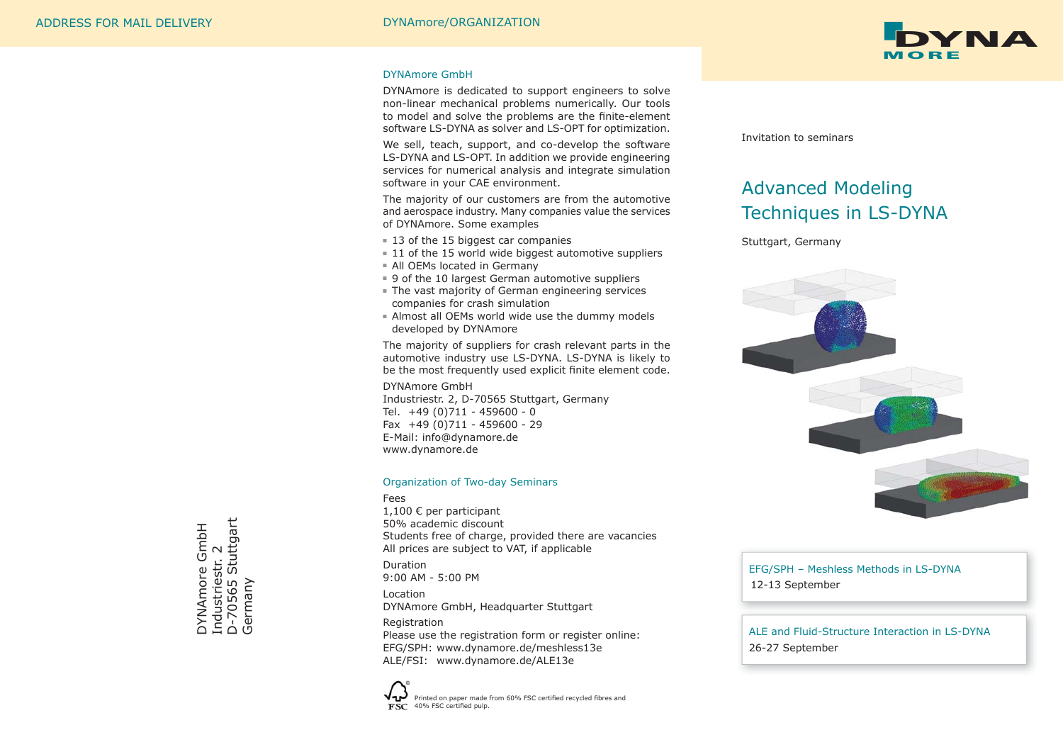ADDRESS FOR MAIL DELIVERY

DYNAmore GmbH
Industriestr. 2
D-70565 Stuttgart
Germany

## DYNAmore/ORGANIZATION

### DYNAmore GmbH

DYNAmore is dedicated to support engineers to solve non-linear mechanical problems numerically. Our tools to model and solve the problems are the finite-element software LS-DYNA as solver and LS-OPT for optimization.

We sell, teach, support, and co-develop the software LS-DYNA and LS-OPT. In addition we provide engineering services for numerical analysis and integrate simulation software in your CAE environment.

The majority of our customers are from the automotive and aerospace industry. Many companies value the services of DYNAmore. Some examples

- 13 of the 15 biggest car companies
- 11 of the 15 world wide biggest automotive suppliers
- All OEMs located in Germany
- 9 of the 10 largest German automotive suppliers
- The vast majority of German engineering services companies for crash simulation
- Almost all OEMs world wide use the dummy models developed by DYNAmore

The majority of suppliers for crash relevant parts in the automotive industry use LS-DYNA. LS-DYNA is likely to be the most frequently used explicit finite element code.

DYNAmore GmbH
Industriestr. 2, D-70565 Stuttgart, Germany
Tel. +49 (0)711 - 459600 - 0
Fax +49 (0)711 - 459600 - 29
E-Mail: info@dynamore.de
www.dynamore.de

### Organization of Two-day Seminars

Fees
1,100 € per participant
50% academic discount
Students free of charge, provided there are vacancies
All prices are subject to VAT, if applicable

Duration
9:00 AM - 5:00 PM

Location
DYNAmore GmbH, Headquarter Stuttgart

Registration
Please use the registration form or register online:
EFG/SPH: www.dynamore.de/meshless13e
ALE/FSI: www.dynamore.de/ALE13e

FSC — Printed on paper made from 60% FSC certified recycled fibres and 40% FSC certified pulp.

DYNA MORE

Invitation to seminars

# Advanced Modeling Techniques in LS-DYNA

Stuttgart, Germany

**EFG/SPH – Meshless Methods in LS-DYNA**
12-13 September

**ALE and Fluid-Structure Interaction in LS-DYNA**
26-27 September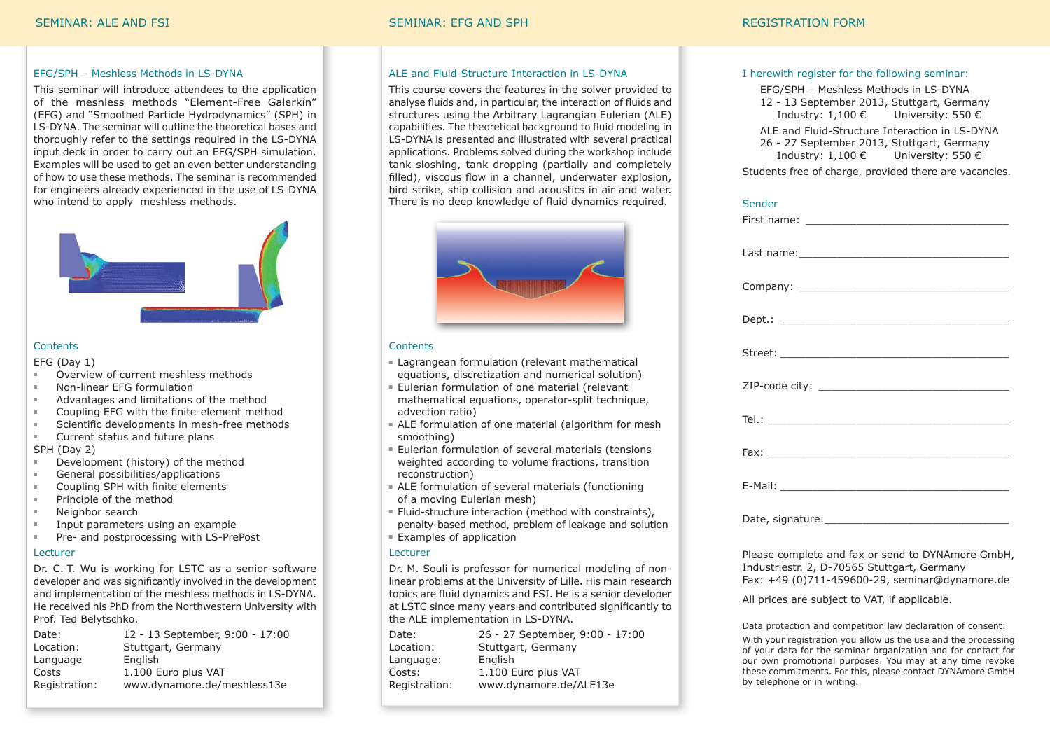## SEMINAR: ALE AND FSI

### EFG/SPH – Meshless Methods in LS-DYNA

This seminar will introduce attendees to the application of the meshless methods "Element-Free Galerkin" (EFG) and "Smoothed Particle Hydrodynamics" (SPH) in LS-DYNA. The seminar will outline the theoretical bases and thoroughly refer to the settings required in the LS-DYNA input deck in order to carry out an EFG/SPH simulation. Examples will be used to get an even better understanding of how to use these methods. The seminar is recommended for engineers already experienced in the use of LS-DYNA who intend to apply meshless methods.

### Contents

EFG (Day 1)

- Overview of current meshless methods
- Non-linear EFG formulation
- Advantages and limitations of the method
- Coupling EFG with the finite-element method
- Scientific developments in mesh-free methods
- Current status and future plans

SPH (Day 2)

- Development (history) of the method
- General possibilities/applications
- Coupling SPH with finite elements
- Principle of the method
- Neighbor search
- Input parameters using an example
- Pre- and postprocessing with LS-PrePost

### Lecturer

Dr. C.-T. Wu is working for LSTC as a senior software developer and was significantly involved in the development and implementation of the meshless methods in LS-DYNA. He received his PhD from the Northwestern University with Prof. Ted Belytschko.

| | |
|---|---|
| Date: | 12 - 13 September, 9:00 - 17:00 |
| Location: | Stuttgart, Germany |
| Language | English |
| Costs | 1.100 Euro plus VAT |
| Registration: | www.dynamore.de/meshless13e |

## SEMINAR: EFG AND SPH

### ALE and Fluid-Structure Interaction in LS-DYNA

This course covers the features in the solver provided to analyse fluids and, in particular, the interaction of fluids and structures using the Arbitrary Lagrangian Eulerian (ALE) capabilities. The theoretical background to fluid modeling in LS-DYNA is presented and illustrated with several practical applications. Problems solved during the workshop include tank sloshing, tank dropping (partially and completely filled), viscous flow in a channel, underwater explosion, bird strike, ship collision and acoustics in air and water. There is no deep knowledge of fluid dynamics required.

### Contents

- Lagrangean formulation (relevant mathematical equations, discretization and numerical solution)
- Eulerian formulation of one material (relevant mathematical equations, operator-split technique, advection ratio)
- ALE formulation of one material (algorithm for mesh smoothing)
- Eulerian formulation of several materials (tensions weighted according to volume fractions, transition reconstruction)
- ALE formulation of several materials (functioning of a moving Eulerian mesh)
- Fluid-structure interaction (method with constraints), penalty-based method, problem of leakage and solution
- Examples of application

### Lecturer

Dr. M. Souli is professor for numerical modeling of non-linear problems at the University of Lille. His main research topics are fluid dynamics and FSI. He is a senior developer at LSTC since many years and contributed significantly to the ALE implementation in LS-DYNA.

| | |
|---|---|
| Date: | 26 - 27 September, 9:00 - 17:00 |
| Location: | Stuttgart, Germany |
| Language: | English |
| Costs: | 1.100 Euro plus VAT |
| Registration: | www.dynamore.de/ALE13e |

## REGISTRATION FORM

I herewith register for the following seminar:

EFG/SPH – Meshless Methods in LS-DYNA
12 - 13 September 2013, Stuttgart, Germany
Industry: 1,100 € University: 550 €

ALE and Fluid-Structure Interaction in LS-DYNA
26 - 27 September 2013, Stuttgart, Germany
Industry: 1,100 € University: 550 €

Students free of charge, provided there are vacancies.

### Sender

First name: ______________________________

Last name: ______________________________

Company: ______________________________

Dept.: ______________________________

Street: ______________________________

ZIP-code city: ______________________________

Tel.: ______________________________

Fax: ______________________________

E-Mail: ______________________________

Date, signature: ______________________________

Please complete and fax or send to DYNAmore GmbH, Industriestr. 2, D-70565 Stuttgart, Germany
Fax: +49 (0)711-459600-29, seminar@dynamore.de

All prices are subject to VAT, if applicable.

Data protection and competition law declaration of consent:

With your registration you allow us the use and the processing of your data for the seminar organization and for contact for our own promotional purposes. You may at any time revoke these commitments. For this, please contact DYNAmore GmbH by telephone or in writing.